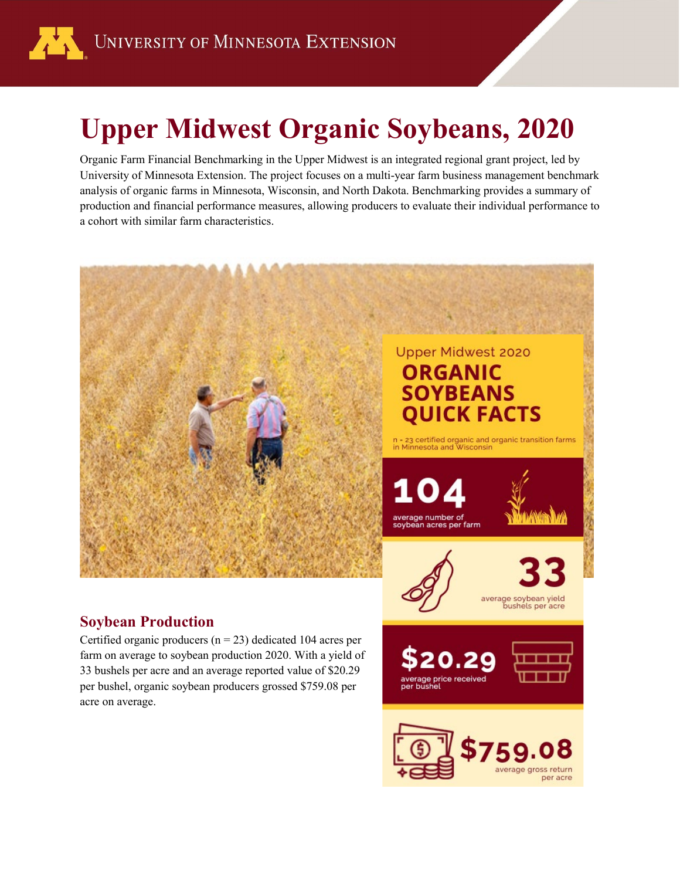# Upper Midwest Organic Soybeans, 2020

Organic Farm Financial Benchmarking in the Upper Midwest is an integrated regional grant project, led by University of Minnesota Extension. The project focuses on a multi-year farm business management benchmark analysis of organic farms in Minnesota, Wisconsin, and North Dakota. Benchmarking provides a summary of production and financial performance measures, allowing producers to evaluate their individual performance to a cohort with similar farm characteristics.

Upper Midwest 2020

**ORGANIC SOYBEANS QUICK FACTS**

n - 23 certified organic and organic transition farms in Minnesota and Wisconsin

**104** average number of soybean acres per farm

**33** average soybean yield bushels per acre

**$20.29** average price received per bushel

**$759.08** average gross return per acre

## Soybean Production

Certified organic producers (n = 23) dedicated 104 acres per farm on average to soybean production 2020. With a yield of 33 bushels per acre and an average reported value of $20.29 per bushel, organic soybean producers grossed $759.08 per acre on average.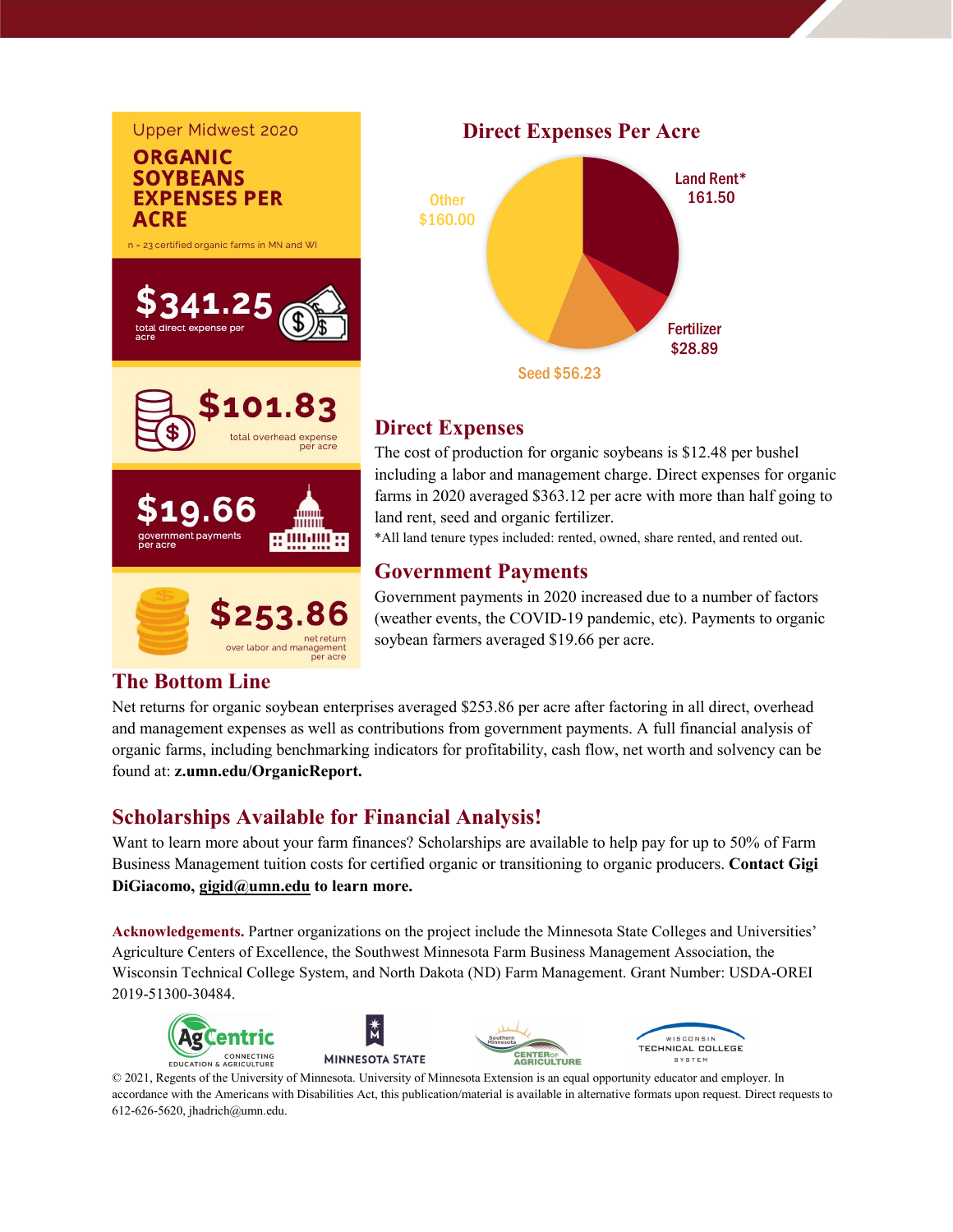Upper Midwest 2020

# ORGANIC SOYBEANS EXPENSES PER ACRE

n - 23 certified organic farms in MN and WI

**$341.25**
total direct expense per acre

**$101.83**
total overhead expense per acre

**$19.66**
government payments per acre

**$253.86**
net return over labor and management per acre

## Direct Expenses Per Acre

Land Rent*
161.50

Fertilizer
$28.89

Seed $56.23

Other
$160.00

## Direct Expenses

The cost of production for organic soybeans is $12.48 per bushel including a labor and management charge. Direct expenses for organic farms in 2020 averaged $363.12 per acre with more than half going to land rent, seed and organic fertilizer.

*All land tenure types included: rented, owned, share rented, and rented out.

## Government Payments

Government payments in 2020 increased due to a number of factors (weather events, the COVID-19 pandemic, etc). Payments to organic soybean farmers averaged $19.66 per acre.

## The Bottom Line

Net returns for organic soybean enterprises averaged $253.86 per acre after factoring in all direct, overhead and management expenses as well as contributions from government payments. A full financial analysis of organic farms, including benchmarking indicators for profitability, cash flow, net worth and solvency can be found at: **z.umn.edu/OrganicReport.**

## Scholarships Available for Financial Analysis!

Want to learn more about your farm finances? Scholarships are available to help pay for up to 50% of Farm Business Management tuition costs for certified organic or transitioning to organic producers. **Contact Gigi DiGiacomo, gigid@umn.edu to learn more.**

**Acknowledgements.** Partner organizations on the project include the Minnesota State Colleges and Universities' Agriculture Centers of Excellence, the Southwest Minnesota Farm Business Management Association, the Wisconsin Technical College System, and North Dakota (ND) Farm Management. Grant Number: USDA-OREI 2019-51300-30484.

AgCentric Connecting Education & Agriculture | Minnesota State | Southern Minnesota Center of Agriculture | Wisconsin Technical College System

© 2021, Regents of the University of Minnesota. University of Minnesota Extension is an equal opportunity educator and employer. In accordance with the Americans with Disabilities Act, this publication/material is available in alternative formats upon request. Direct requests to 612-626-5620, jhadrich@umn.edu.